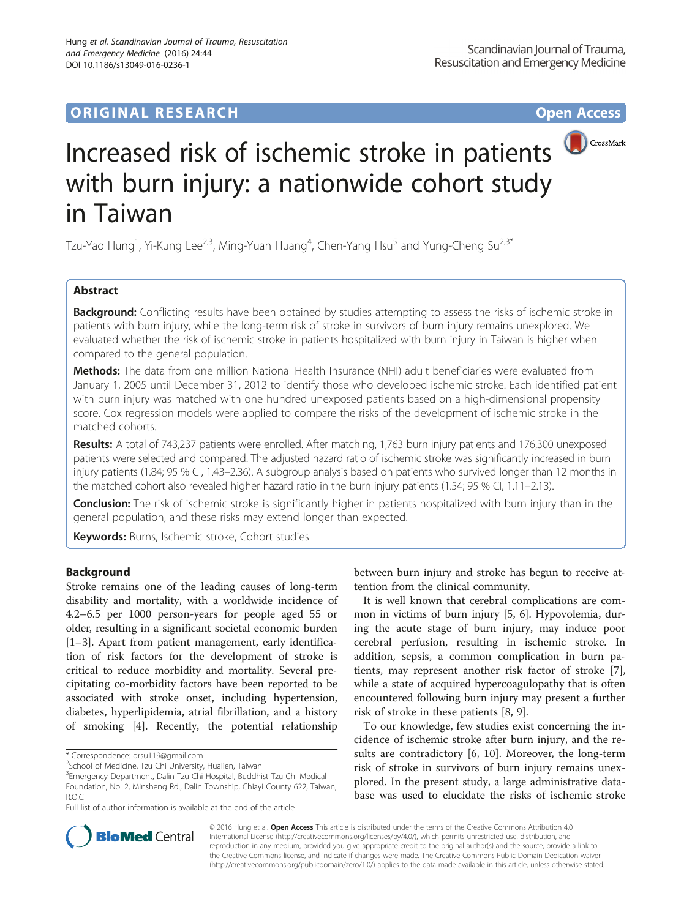ORIGINAL RESEARCH Open Access

# Increased risk of ischemic stroke in patients with burn injury: a nationwide cohort study in Taiwan

Tzu-Yao Hung[1], Yi-Kung Lee[2,3], Ming-Yuan Huang[4], Chen-Yang Hsu[5] and Yung-Cheng Su[2,3*]

## Abstract

**Background:** Conflicting results have been obtained by studies attempting to assess the risks of ischemic stroke in patients with burn injury, while the long-term risk of stroke in survivors of burn injury remains unexplored. We evaluated whether the risk of ischemic stroke in patients hospitalized with burn injury in Taiwan is higher when compared to the general population.

**Methods:** The data from one million National Health Insurance (NHI) adult beneficiaries were evaluated from January 1, 2005 until December 31, 2012 to identify those who developed ischemic stroke. Each identified patient with burn injury was matched with one hundred unexposed patients based on a high-dimensional propensity score. Cox regression models were applied to compare the risks of the development of ischemic stroke in the matched cohorts.

**Results:** A total of 743,237 patients were enrolled. After matching, 1,763 burn injury patients and 176,300 unexposed patients were selected and compared. The adjusted hazard ratio of ischemic stroke was significantly increased in burn injury patients (1.84; 95 % CI, 1.43–2.36). A subgroup analysis based on patients who survived longer than 12 months in the matched cohort also revealed higher hazard ratio in the burn injury patients (1.54; 95 % CI, 1.11–2.13).

**Conclusion:** The risk of ischemic stroke is significantly higher in patients hospitalized with burn injury than in the general population, and these risks may extend longer than expected.

**Keywords:** Burns, Ischemic stroke, Cohort studies

## Background

Stroke remains one of the leading causes of long-term disability and mortality, with a worldwide incidence of 4.2–6.5 per 1000 person-years for people aged 55 or older, resulting in a significant societal economic burden [1–3]. Apart from patient management, early identification of risk factors for the development of stroke is critical to reduce morbidity and mortality. Several precipitating co-morbidity factors have been reported to be associated with stroke onset, including hypertension, diabetes, hyperlipidemia, atrial fibrillation, and a history of smoking [4]. Recently, the potential relationship between burn injury and stroke has begun to receive attention from the clinical community.

It is well known that cerebral complications are common in victims of burn injury [5, 6]. Hypovolemia, during the acute stage of burn injury, may induce poor cerebral perfusion, resulting in ischemic stroke. In addition, sepsis, a common complication in burn patients, may represent another risk factor of stroke [7], while a state of acquired hypercoagulopathy that is often encountered following burn injury may present a further risk of stroke in these patients [8, 9].

To our knowledge, few studies exist concerning the incidence of ischemic stroke after burn injury, and the results are contradictory [6, 10]. Moreover, the long-term risk of stroke in survivors of burn injury remains unexplored. In the present study, a large administrative database was used to elucidate the risks of ischemic stroke

* Correspondence: drsu119@gmail.com
[2]School of Medicine, Tzu Chi University, Hualien, Taiwan
[3]Emergency Department, Dalin Tzu Chi Hospital, Buddhist Tzu Chi Medical Foundation, No. 2, Minsheng Rd., Dalin Township, Chiayi County 622, Taiwan, R.O.C
Full list of author information is available at the end of the article

© 2016 Hung et al. **Open Access** This article is distributed under the terms of the Creative Commons Attribution 4.0 International License (http://creativecommons.org/licenses/by/4.0/), which permits unrestricted use, distribution, and reproduction in any medium, provided you give appropriate credit to the original author(s) and the source, provide a link to the Creative Commons license, and indicate if changes were made. The Creative Commons Public Domain Dedication waiver (http://creativecommons.org/publicdomain/zero/1.0/) applies to the data made available in this article, unless otherwise stated.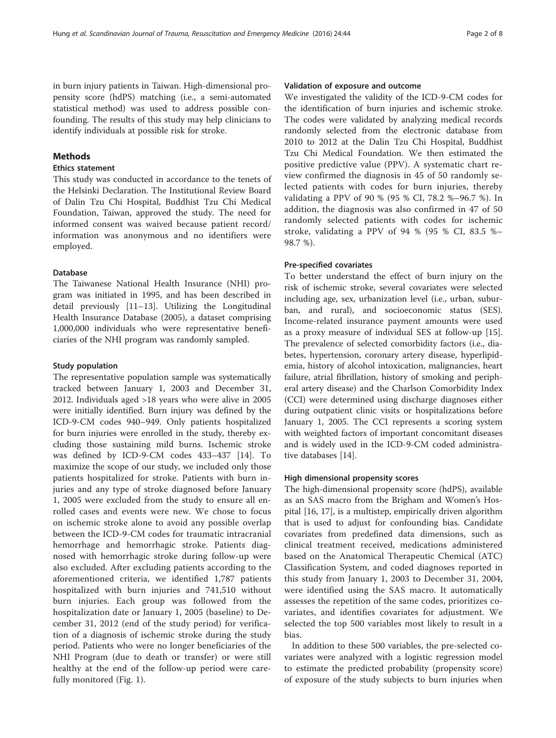in burn injury patients in Taiwan. High-dimensional propensity score (hdPS) matching (i.e., a semi-automated statistical method) was used to address possible confounding. The results of this study may help clinicians to identify individuals at possible risk for stroke.

## Methods

### Ethics statement

This study was conducted in accordance to the tenets of the Helsinki Declaration. The Institutional Review Board of Dalin Tzu Chi Hospital, Buddhist Tzu Chi Medical Foundation, Taiwan, approved the study. The need for informed consent was waived because patient record/information was anonymous and no identifiers were employed.

### Database

The Taiwanese National Health Insurance (NHI) program was initiated in 1995, and has been described in detail previously [11–13]. Utilizing the Longitudinal Health Insurance Database (2005), a dataset comprising 1,000,000 individuals who were representative beneficiaries of the NHI program was randomly sampled.

### Study population

The representative population sample was systematically tracked between January 1, 2003 and December 31, 2012. Individuals aged >18 years who were alive in 2005 were initially identified. Burn injury was defined by the ICD-9-CM codes 940–949. Only patients hospitalized for burn injuries were enrolled in the study, thereby excluding those sustaining mild burns. Ischemic stroke was defined by ICD-9-CM codes 433–437 [14]. To maximize the scope of our study, we included only those patients hospitalized for stroke. Patients with burn injuries and any type of stroke diagnosed before January 1, 2005 were excluded from the study to ensure all enrolled cases and events were new. We chose to focus on ischemic stroke alone to avoid any possible overlap between the ICD-9-CM codes for traumatic intracranial hemorrhage and hemorrhagic stroke. Patients diagnosed with hemorrhagic stroke during follow-up were also excluded. After excluding patients according to the aforementioned criteria, we identified 1,787 patients hospitalized with burn injuries and 741,510 without burn injuries. Each group was followed from the hospitalization date or January 1, 2005 (baseline) to December 31, 2012 (end of the study period) for verification of a diagnosis of ischemic stroke during the study period. Patients who were no longer beneficiaries of the NHI Program (due to death or transfer) or were still healthy at the end of the follow-up period were carefully monitored (Fig. 1).

### Validation of exposure and outcome

We investigated the validity of the ICD-9-CM codes for the identification of burn injuries and ischemic stroke. The codes were validated by analyzing medical records randomly selected from the electronic database from 2010 to 2012 at the Dalin Tzu Chi Hospital, Buddhist Tzu Chi Medical Foundation. We then estimated the positive predictive value (PPV). A systematic chart review confirmed the diagnosis in 45 of 50 randomly selected patients with codes for burn injuries, thereby validating a PPV of 90 % (95 % CI, 78.2 %–96.7 %). In addition, the diagnosis was also confirmed in 47 of 50 randomly selected patients with codes for ischemic stroke, validating a PPV of 94 % (95 % CI, 83.5 %–98.7 %).

### Pre-specified covariates

To better understand the effect of burn injury on the risk of ischemic stroke, several covariates were selected including age, sex, urbanization level (i.e., urban, suburban, and rural), and socioeconomic status (SES). Income-related insurance payment amounts were used as a proxy measure of individual SES at follow-up [15]. The prevalence of selected comorbidity factors (i.e., diabetes, hypertension, coronary artery disease, hyperlipidemia, history of alcohol intoxication, malignancies, heart failure, atrial fibrillation, history of smoking and peripheral artery disease) and the Charlson Comorbidity Index (CCI) were determined using discharge diagnoses either during outpatient clinic visits or hospitalizations before January 1, 2005. The CCI represents a scoring system with weighted factors of important concomitant diseases and is widely used in the ICD-9-CM coded administrative databases [14].

### High dimensional propensity scores

The high-dimensional propensity score (hdPS), available as an SAS macro from the Brigham and Women's Hospital [16, 17], is a multistep, empirically driven algorithm that is used to adjust for confounding bias. Candidate covariates from predefined data dimensions, such as clinical treatment received, medications administered based on the Anatomical Therapeutic Chemical (ATC) Classification System, and coded diagnoses reported in this study from January 1, 2003 to December 31, 2004, were identified using the SAS macro. It automatically assesses the repetition of the same codes, prioritizes covariates, and identifies covariates for adjustment. We selected the top 500 variables most likely to result in a bias.

In addition to these 500 variables, the pre-selected covariates were analyzed with a logistic regression model to estimate the predicted probability (propensity score) of exposure of the study subjects to burn injuries when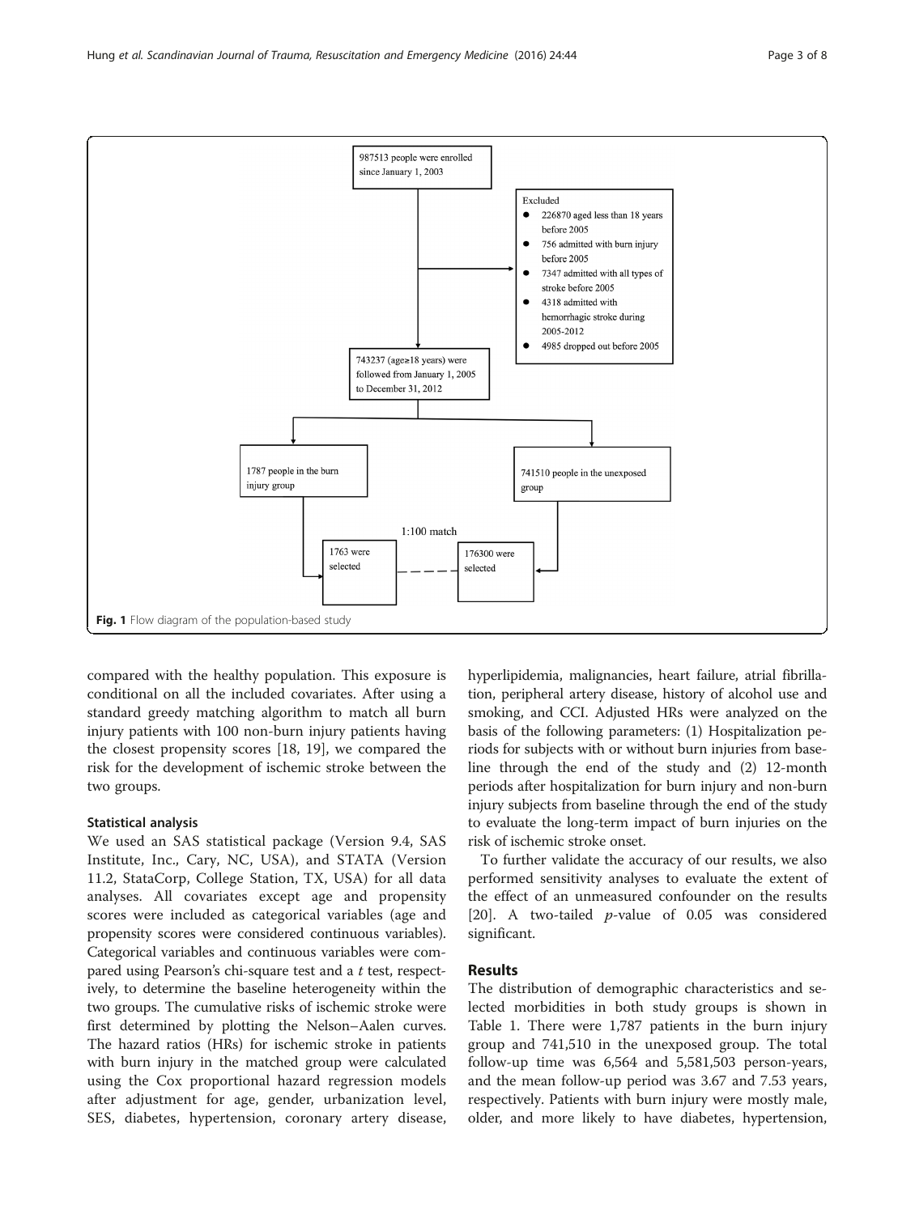987513 people were enrolled since January 1, 2003

Excluded
- 226870 aged less than 18 years before 2005
- 756 admitted with burn injury before 2005
- 7347 admitted with all types of stroke before 2005
- 4318 admitted with hemorrhagic stroke during 2005-2012
- 4985 dropped out before 2005

743237 (age≥18 years) were followed from January 1, 2005 to December 31, 2012

1787 people in the burn injury group

741510 people in the unexposed group

1:100 match

1763 were selected

176300 were selected

**Fig. 1** Flow diagram of the population-based study

compared with the healthy population. This exposure is conditional on all the included covariates. After using a standard greedy matching algorithm to match all burn injury patients with 100 non-burn injury patients having the closest propensity scores [18, 19], we compared the risk for the development of ischemic stroke between the two groups.

### Statistical analysis

We used an SAS statistical package (Version 9.4, SAS Institute, Inc., Cary, NC, USA), and STATA (Version 11.2, StataCorp, College Station, TX, USA) for all data analyses. All covariates except age and propensity scores were included as categorical variables (age and propensity scores were considered continuous variables). Categorical variables and continuous variables were compared using Pearson's chi-square test and a *t* test, respectively, to determine the baseline heterogeneity within the two groups. The cumulative risks of ischemic stroke were first determined by plotting the Nelson–Aalen curves. The hazard ratios (HRs) for ischemic stroke in patients with burn injury in the matched group were calculated using the Cox proportional hazard regression models after adjustment for age, gender, urbanization level, SES, diabetes, hypertension, coronary artery disease, hyperlipidemia, malignancies, heart failure, atrial fibrillation, peripheral artery disease, history of alcohol use and smoking, and CCI. Adjusted HRs were analyzed on the basis of the following parameters: (1) Hospitalization periods for subjects with or without burn injuries from baseline through the end of the study and (2) 12-month periods after hospitalization for burn injury and non-burn injury subjects from baseline through the end of the study to evaluate the long-term impact of burn injuries on the risk of ischemic stroke onset.

To further validate the accuracy of our results, we also performed sensitivity analyses to evaluate the extent of the effect of an unmeasured confounder on the results [20]. A two-tailed *p*-value of 0.05 was considered significant.

## Results

The distribution of demographic characteristics and selected morbidities in both study groups is shown in Table 1. There were 1,787 patients in the burn injury group and 741,510 in the unexposed group. The total follow-up time was 6,564 and 5,581,503 person-years, and the mean follow-up period was 3.67 and 7.53 years, respectively. Patients with burn injury were mostly male, older, and more likely to have diabetes, hypertension,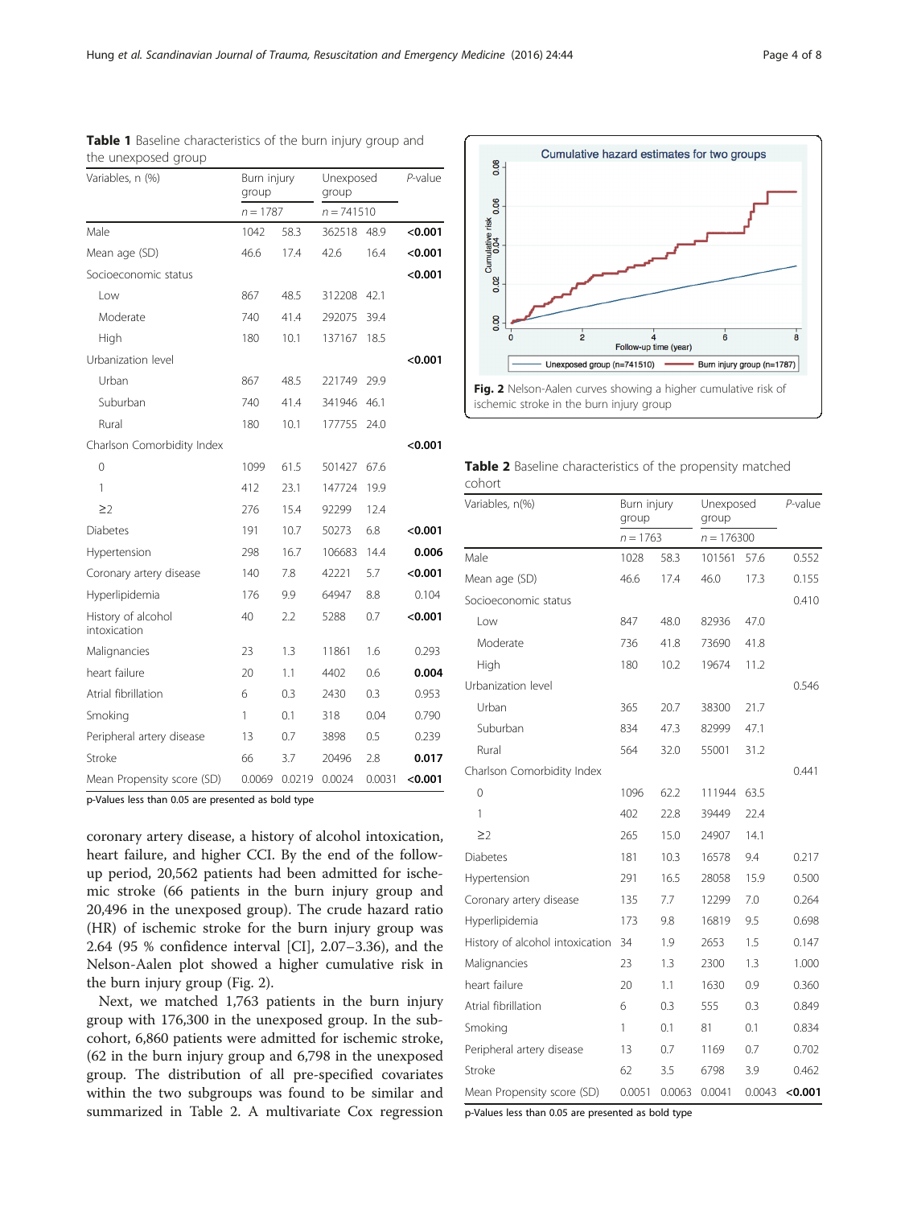**Table 1** Baseline characteristics of the burn injury group and the unexposed group

| Variables, n (%) | Burn injury group | | Unexposed group | | *P*-value |
|---|---|---|---|---|---|
| | *n* = 1787 | | *n* = 741510 | | |
| Male | 1042 | 58.3 | 362518 | 48.9 | **<0.001** |
| Mean age (SD) | 46.6 | 17.4 | 42.6 | 16.4 | **<0.001** |
| Socioeconomic status | | | | | **<0.001** |
| Low | 867 | 48.5 | 312208 | 42.1 | |
| Moderate | 740 | 41.4 | 292075 | 39.4 | |
| High | 180 | 10.1 | 137167 | 18.5 | |
| Urbanization level | | | | | **<0.001** |
| Urban | 867 | 48.5 | 221749 | 29.9 | |
| Suburban | 740 | 41.4 | 341946 | 46.1 | |
| Rural | 180 | 10.1 | 177755 | 24.0 | |
| Charlson Comorbidity Index | | | | | **<0.001** |
| 0 | 1099 | 61.5 | 501427 | 67.6 | |
| 1 | 412 | 23.1 | 147724 | 19.9 | |
| ≥2 | 276 | 15.4 | 92299 | 12.4 | |
| Diabetes | 191 | 10.7 | 50273 | 6.8 | **<0.001** |
| Hypertension | 298 | 16.7 | 106683 | 14.4 | **0.006** |
| Coronary artery disease | 140 | 7.8 | 42221 | 5.7 | **<0.001** |
| Hyperlipidemia | 176 | 9.9 | 64947 | 8.8 | 0.104 |
| History of alcohol intoxication | 40 | 2.2 | 5288 | 0.7 | **<0.001** |
| Malignancies | 23 | 1.3 | 11861 | 1.6 | 0.293 |
| heart failure | 20 | 1.1 | 4402 | 0.6 | **0.004** |
| Atrial fibrillation | 6 | 0.3 | 2430 | 0.3 | 0.953 |
| Smoking | 1 | 0.1 | 318 | 0.04 | 0.790 |
| Peripheral artery disease | 13 | 0.7 | 3898 | 0.5 | 0.239 |
| Stroke | 66 | 3.7 | 20496 | 2.8 | **0.017** |
| Mean Propensity score (SD) | 0.0069 | 0.0219 | 0.0024 | 0.0031 | **<0.001** |

p-Values less than 0.05 are presented as bold type

Fig. 2 Nelson-Aalen curves showing a higher cumulative risk of ischemic stroke in the burn injury group

coronary artery disease, a history of alcohol intoxication, heart failure, and higher CCI. By the end of the follow-up period, 20,562 patients had been admitted for ischemic stroke (66 patients in the burn injury group and 20,496 in the unexposed group). The crude hazard ratio (HR) of ischemic stroke for the burn injury group was 2.64 (95 % confidence interval [CI], 2.07–3.36), and the Nelson-Aalen plot showed a higher cumulative risk in the burn injury group (Fig. 2).

Next, we matched 1,763 patients in the burn injury group with 176,300 in the unexposed group. In the sub-cohort, 6,860 patients were admitted for ischemic stroke, (62 in the burn injury group and 6,798 in the unexposed group). The distribution of all pre-specified covariates within the two subgroups was found to be similar and summarized in Table 2. A multivariate Cox regression

**Table 2** Baseline characteristics of the propensity matched cohort

| Variables, n(%) | Burn injury group | | Unexposed group | | *P*-value |
|---|---|---|---|---|---|
| | *n* = 1763 | | *n* = 176300 | | |
| Male | 1028 | 58.3 | 101561 | 57.6 | 0.552 |
| Mean age (SD) | 46.6 | 17.4 | 46.0 | 17.3 | 0.155 |
| Socioeconomic status | | | | | 0.410 |
| Low | 847 | 48.0 | 82936 | 47.0 | |
| Moderate | 736 | 41.8 | 73690 | 41.8 | |
| High | 180 | 10.2 | 19674 | 11.2 | |
| Urbanization level | | | | | 0.546 |
| Urban | 365 | 20.7 | 38300 | 21.7 | |
| Suburban | 834 | 47.3 | 82999 | 47.1 | |
| Rural | 564 | 32.0 | 55001 | 31.2 | |
| Charlson Comorbidity Index | | | | | 0.441 |
| 0 | 1096 | 62.2 | 111944 | 63.5 | |
| 1 | 402 | 22.8 | 39449 | 22.4 | |
| ≥2 | 265 | 15.0 | 24907 | 14.1 | |
| Diabetes | 181 | 10.3 | 16578 | 9.4 | 0.217 |
| Hypertension | 291 | 16.5 | 28058 | 15.9 | 0.500 |
| Coronary artery disease | 135 | 7.7 | 12299 | 7.0 | 0.264 |
| Hyperlipidemia | 173 | 9.8 | 16819 | 9.5 | 0.698 |
| History of alcohol intoxication | 34 | 1.9 | 2653 | 1.5 | 0.147 |
| Malignancies | 23 | 1.3 | 2300 | 1.3 | 1.000 |
| heart failure | 20 | 1.1 | 1630 | 0.9 | 0.360 |
| Atrial fibrillation | 6 | 0.3 | 555 | 0.3 | 0.849 |
| Smoking | 1 | 0.1 | 81 | 0.1 | 0.834 |
| Peripheral artery disease | 13 | 0.7 | 1169 | 0.7 | 0.702 |
| Stroke | 62 | 3.5 | 6798 | 3.9 | 0.462 |
| Mean Propensity score (SD) | 0.0051 | 0.0063 | 0.0041 | 0.0043 | **<0.001** |

p-Values less than 0.05 are presented as bold type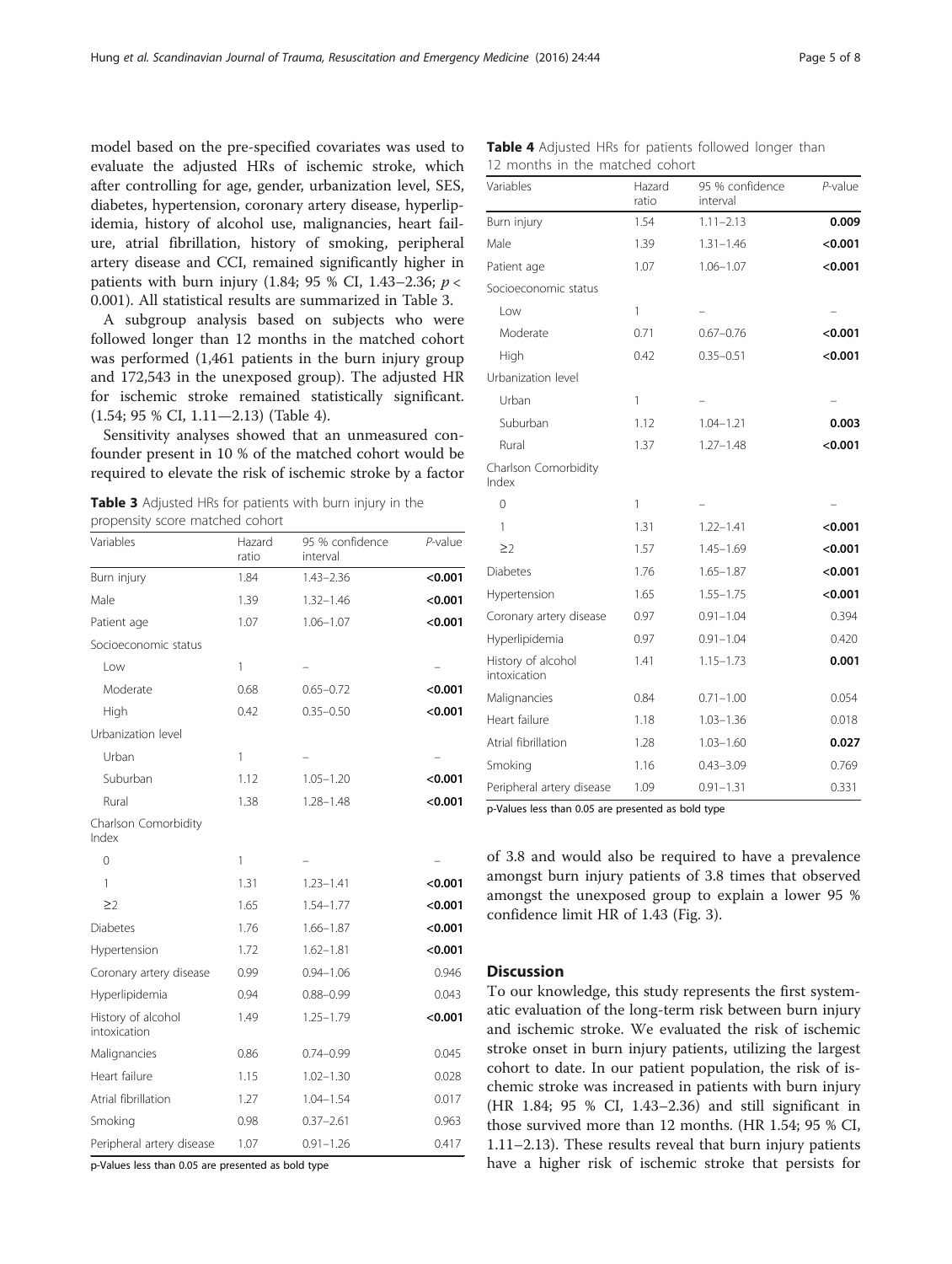model based on the pre-specified covariates was used to evaluate the adjusted HRs of ischemic stroke, which after controlling for age, gender, urbanization level, SES, diabetes, hypertension, coronary artery disease, hyperlipidemia, history of alcohol use, malignancies, heart failure, atrial fibrillation, history of smoking, peripheral artery disease and CCI, remained significantly higher in patients with burn injury (1.84; 95 % CI, 1.43–2.36; $p < 0.001$). All statistical results are summarized in Table 3.

A subgroup analysis based on subjects who were followed longer than 12 months in the matched cohort was performed (1,461 patients in the burn injury group and 172,543 in the unexposed group). The adjusted HR for ischemic stroke remained statistically significant. (1.54; 95 % CI, 1.11—2.13) (Table 4).

Sensitivity analyses showed that an unmeasured confounder present in 10 % of the matched cohort would be required to elevate the risk of ischemic stroke by a factor of 3.8 and would also be required to have a prevalence amongst burn injury patients of 3.8 times that observed amongst the unexposed group to explain a lower 95 % confidence limit HR of 1.43 (Fig. 3).

**Table 3** Adjusted HRs for patients with burn injury in the propensity score matched cohort

| Variables | Hazard ratio | 95 % confidence interval | *P*-value |
|---|---|---|---|
| Burn injury | 1.84 | 1.43–2.36 | **<0.001** |
| Male | 1.39 | 1.32–1.46 | **<0.001** |
| Patient age | 1.07 | 1.06–1.07 | **<0.001** |
| Socioeconomic status | | | |
| Low | 1 | – | – |
| Moderate | 0.68 | 0.65–0.72 | **<0.001** |
| High | 0.42 | 0.35–0.50 | **<0.001** |
| Urbanization level | | | |
| Urban | 1 | – | – |
| Suburban | 1.12 | 1.05–1.20 | **<0.001** |
| Rural | 1.38 | 1.28–1.48 | **<0.001** |
| Charlson Comorbidity Index | | | |
| 0 | 1 | – | – |
| 1 | 1.31 | 1.23–1.41 | **<0.001** |
| ≥2 | 1.65 | 1.54–1.77 | **<0.001** |
| Diabetes | 1.76 | 1.66–1.87 | **<0.001** |
| Hypertension | 1.72 | 1.62–1.81 | **<0.001** |
| Coronary artery disease | 0.99 | 0.94–1.06 | 0.946 |
| Hyperlipidemia | 0.94 | 0.88–0.99 | 0.043 |
| History of alcohol intoxication | 1.49 | 1.25–1.79 | **<0.001** |
| Malignancies | 0.86 | 0.74–0.99 | 0.045 |
| Heart failure | 1.15 | 1.02–1.30 | 0.028 |
| Atrial fibrillation | 1.27 | 1.04–1.54 | 0.017 |
| Smoking | 0.98 | 0.37–2.61 | 0.963 |
| Peripheral artery disease | 1.07 | 0.91–1.26 | 0.417 |

p-Values less than 0.05 are presented as bold type

**Table 4** Adjusted HRs for patients followed longer than 12 months in the matched cohort

| Variables | Hazard ratio | 95 % confidence interval | *P*-value |
|---|---|---|---|
| Burn injury | 1.54 | 1.11–2.13 | **0.009** |
| Male | 1.39 | 1.31–1.46 | **<0.001** |
| Patient age | 1.07 | 1.06–1.07 | **<0.001** |
| Socioeconomic status | | | |
| Low | 1 | – | – |
| Moderate | 0.71 | 0.67–0.76 | **<0.001** |
| High | 0.42 | 0.35–0.51 | **<0.001** |
| Urbanization level | | | |
| Urban | 1 | – | – |
| Suburban | 1.12 | 1.04–1.21 | **0.003** |
| Rural | 1.37 | 1.27–1.48 | **<0.001** |
| Charlson Comorbidity Index | | | |
| 0 | 1 | – | – |
| 1 | 1.31 | 1.22–1.41 | **<0.001** |
| ≥2 | 1.57 | 1.45–1.69 | **<0.001** |
| Diabetes | 1.76 | 1.65–1.87 | **<0.001** |
| Hypertension | 1.65 | 1.55–1.75 | **<0.001** |
| Coronary artery disease | 0.97 | 0.91–1.04 | 0.394 |
| Hyperlipidemia | 0.97 | 0.91–1.04 | 0.420 |
| History of alcohol intoxication | 1.41 | 1.15–1.73 | **0.001** |
| Malignancies | 0.84 | 0.71–1.00 | 0.054 |
| Heart failure | 1.18 | 1.03–1.36 | 0.018 |
| Atrial fibrillation | 1.28 | 1.03–1.60 | **0.027** |
| Smoking | 1.16 | 0.43–3.09 | 0.769 |
| Peripheral artery disease | 1.09 | 0.91–1.31 | 0.331 |

p-Values less than 0.05 are presented as bold type

## Discussion

To our knowledge, this study represents the first systematic evaluation of the long-term risk between burn injury and ischemic stroke. We evaluated the risk of ischemic stroke onset in burn injury patients, utilizing the largest cohort to date. In our patient population, the risk of ischemic stroke was increased in patients with burn injury (HR 1.84; 95 % CI, 1.43–2.36) and still significant in those survived more than 12 months. (HR 1.54; 95 % CI, 1.11–2.13). These results reveal that burn injury patients have a higher risk of ischemic stroke that persists for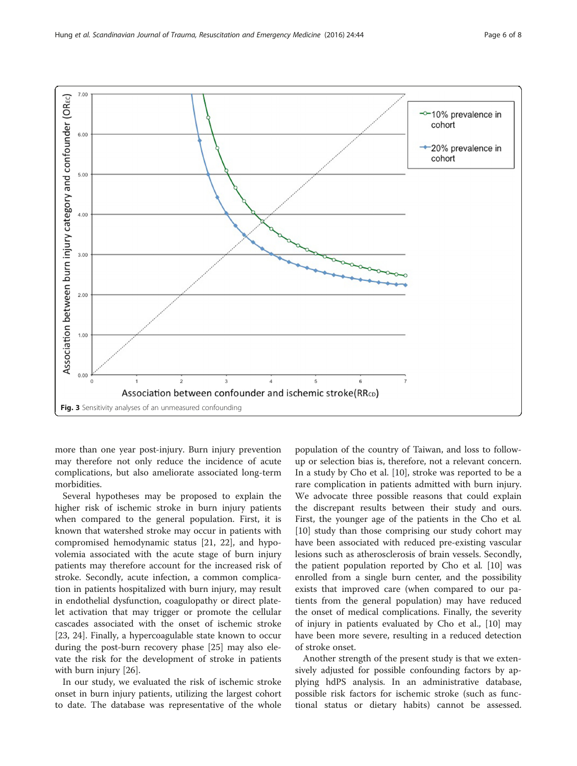Fig. 3 Sensitivity analyses of an unmeasured confounding

more than one year post-injury. Burn injury prevention may therefore not only reduce the incidence of acute complications, but also ameliorate associated long-term morbidities.

Several hypotheses may be proposed to explain the higher risk of ischemic stroke in burn injury patients when compared to the general population. First, it is known that watershed stroke may occur in patients with compromised hemodynamic status [21, 22], and hypovolemia associated with the acute stage of burn injury patients may therefore account for the increased risk of stroke. Secondly, acute infection, a common complication in patients hospitalized with burn injury, may result in endothelial dysfunction, coagulopathy or direct platelet activation that may trigger or promote the cellular cascades associated with the onset of ischemic stroke [23, 24]. Finally, a hypercoagulable state known to occur during the post-burn recovery phase [25] may also elevate the risk for the development of stroke in patients with burn injury [26].

In our study, we evaluated the risk of ischemic stroke onset in burn injury patients, utilizing the largest cohort to date. The database was representative of the whole population of the country of Taiwan, and loss to follow-up or selection bias is, therefore, not a relevant concern. In a study by Cho et al. [10], stroke was reported to be a rare complication in patients admitted with burn injury. We advocate three possible reasons that could explain the discrepant results between their study and ours. First, the younger age of the patients in the Cho et al. [10] study than those comprising our study cohort may have been associated with reduced pre-existing vascular lesions such as atherosclerosis of brain vessels. Secondly, the patient population reported by Cho et al. [10] was enrolled from a single burn center, and the possibility exists that improved care (when compared to our patients from the general population) may have reduced the onset of medical complications. Finally, the severity of injury in patients evaluated by Cho et al., [10] may have been more severe, resulting in a reduced detection of stroke onset.

Another strength of the present study is that we extensively adjusted for possible confounding factors by applying hdPS analysis. In an administrative database, possible risk factors for ischemic stroke (such as functional status or dietary habits) cannot be assessed.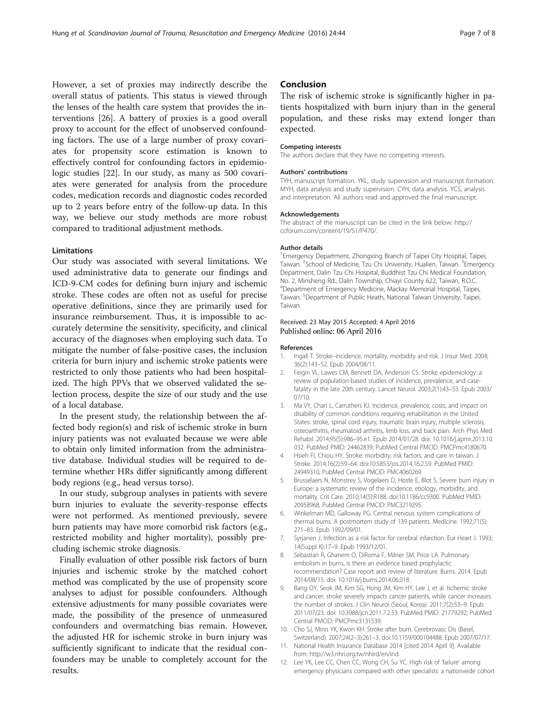However, a set of proxies may indirectly describe the overall status of patients. This status is viewed through the lenses of the health care system that provides the interventions [26]. A battery of proxies is a good overall proxy to account for the effect of unobserved confounding factors. The use of a large number of proxy covariates for propensity score estimation is known to effectively control for confounding factors in epidemiologic studies [22]. In our study, as many as 500 covariates were generated for analysis from the procedure codes, medication records and diagnostic codes recorded up to 2 years before entry of the follow-up data. In this way, we believe our study methods are more robust compared to traditional adjustment methods.

### Limitations

Our study was associated with several limitations. We used administrative data to generate our findings and ICD-9-CM codes for defining burn injury and ischemic stroke. These codes are often not as useful for precise operative definitions, since they are primarily used for insurance reimbursement. Thus, it is impossible to accurately determine the sensitivity, specificity, and clinical accuracy of the diagnoses when employing such data. To mitigate the number of false-positive cases, the inclusion criteria for burn injury and ischemic stroke patients were restricted to only those patients who had been hospitalized. The high PPVs that we observed validated the selection process, despite the size of our study and the use of a local database.

In the present study, the relationship between the affected body region(s) and risk of ischemic stroke in burn injury patients was not evaluated because we were able to obtain only limited information from the administrative database. Individual studies will be required to determine whether HRs differ significantly among different body regions (e.g., head versus torso).

In our study, subgroup analyses in patients with severe burn injuries to evaluate the severity-response effects were not performed. As mentioned previously, severe burn patients may have more comorbid risk factors (e.g., restricted mobility and higher mortality), possibly precluding ischemic stroke diagnosis.

Finally evaluation of other possible risk factors of burn injuries and ischemic stroke by the matched cohort method was complicated by the use of propensity score analyses to adjust for possible confounders. Although extensive adjustments for many possible covariates were made, the possibility of the presence of unmeasured confounders and overmatching bias remain. However, the adjusted HR for ischemic stroke in burn injury was sufficiently significant to indicate that the residual confounders may be unable to completely account for the results.

## Conclusion

The risk of ischemic stroke is significantly higher in patients hospitalized with burn injury than in the general population, and these risks may extend longer than expected.

#### Competing interests

The authors declare that they have no competing interests.

#### Authors' contributions

TYH, manuscript formation. YKL, study supervision and manuscript formation. MYH, data analysis and study supervision. CYH, data analysis. YCS, analysis and interpretation. All authors read and approved the final manuscript.

#### Acknowledgements

The abstract of the manuscript can be cited in the link below: http://ccforum.com/content/19/S1/P470/.

#### Author details

[1]Emergency Department, Zhongxing Branch of Taipei City Hospital, Taipei, Taiwan. [2]School of Medicine, Tzu Chi University, Hualien, Taiwan. [3]Emergency Department, Dalin Tzu Chi Hospital, Buddhist Tzu Chi Medical Foundation, No. 2, Minsheng Rd., Dalin Township, Chiayi County 622, Taiwan, R.O.C. [4]Department of Emergency Medicine, Mackay Memorial Hospital, Taipei, Taiwan. [5]Department of Public Heath, National Taiwan University, Taipei, Taiwan.

Received: 23 May 2015 Accepted: 4 April 2016
Published online: 06 April 2016

#### References

1. Ingall T. Stroke–incidence, mortality, morbidity and risk. J Insur Med. 2004; 36(2):143–52. Epub 2004/08/11.
2. Feigin VL, Lawes CM, Bennett DA, Anderson CS. Stroke epidemiology: a review of population-based studies of incidence, prevalence, and case-fatality in the late 20th century. Lancet Neurol. 2003;2(1):43–53. Epub 2003/07/10.
3. Ma VY, Chan L, Carruthers KJ. Incidence, prevalence, costs, and impact on disability of common conditions requiring rehabilitation in the United States: stroke, spinal cord injury, traumatic brain injury, multiple sclerosis, osteoarthritis, rheumatoid arthritis, limb loss, and back pain. Arch Phys Med Rehabil. 2014;95(5):986–95.e1. Epub 2014/01/28. doi: 10.1016/j.apmr.2013.10.032. PubMed PMID: 24462839; PubMed Central PMCID: PMCPmc4180670.
4. Hsieh FI, Chiou HY. Stroke: morbidity, risk factors, and care in taiwan. J Stroke. 2014;16(2):59–64. doi:10.5853/jos.2014.16.2.59. PubMed PMID: 24949310, PubMed Central PMCID: PMC4060269.
5. Brusselaers N, Monstrey S, Vogelaers D, Hoste E, Blot S. Severe burn injury in Europe: a systematic review of the incidence, etiology, morbidity, and mortality. Crit Care. 2010;14(5):R188. doi:10.1186/cc9300. PubMed PMID: 20958968, PubMed Central PMCID: PMC3219295.
6. Winkelman MD, Galloway PG. Central nervous system complications of thermal burns. A postmortem study of 139 patients. Medicine. 1992;71(5): 271–83. Epub 1992/09/01.
7. Syrjanen J. Infection as a risk factor for cerebral infarction. Eur Heart J. 1993; 14(Suppl K):17–9. Epub 1993/12/01.
8. Sebastian R, Ghanem O, DiRoma F, Milner SM, Price LA. Pulmonary embolism in burns, is there an evidence based prophylactic recommendation? Case report and review of literature. Burns. 2014. Epub 2014/08/15. doi: 10.1016/j.burns.2014.06.018.
9. Bang OY, Seok JM, Kim SG, Hong JM, Kim HY, Lee J, et al. Ischemic stroke and cancer: stroke severely impacts cancer patients, while cancer increases the number of strokes. J Clin Neurol (Seoul, Korea). 2011;7(2):53–9. Epub 2011/07/23. doi: 10.3988/jcn.2011.7.2.53. PubMed PMID: 21779292; PubMed Central PMCID: PMCPmc3131539.
10. Cho SJ, Minn YK, Kwon KH. Stroke after burn. Cerebrovasc Dis (Basel, Switzerland). 2007;24(2–3):261–3. doi:10.1159/000104488. Epub 2007/07/17.
11. National Health Insurance Database 2014 [cited 2014 April 9]. Available from: http://w3.nhri.org.tw/nhird/en/ind.
12. Lee YK, Lee CC, Chen CC, Wong CH, Su YC. High risk of 'failure' among emergency physicians compared with other specialists: a nationwide cohort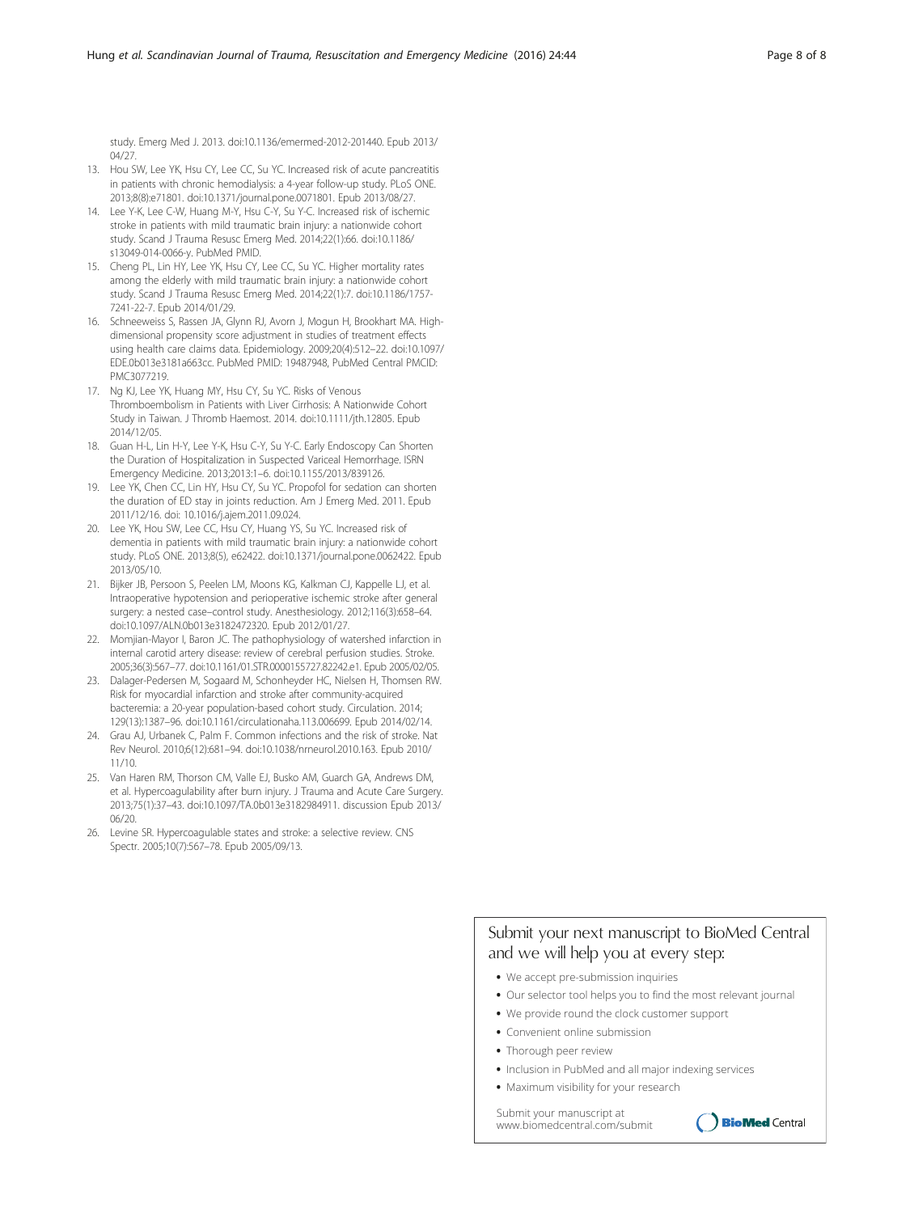study. Emerg Med J. 2013. doi:10.1136/emermed-2012-201440. Epub 2013/04/27.

13. Hou SW, Lee YK, Hsu CY, Lee CC, Su YC. Increased risk of acute pancreatitis in patients with chronic hemodialysis: a 4-year follow-up study. PLoS ONE. 2013;8(8):e71801. doi:10.1371/journal.pone.0071801. Epub 2013/08/27.
14. Lee Y-K, Lee C-W, Huang M-Y, Hsu C-Y, Su Y-C. Increased risk of ischemic stroke in patients with mild traumatic brain injury: a nationwide cohort study. Scand J Trauma Resusc Emerg Med. 2014;22(1):66. doi:10.1186/s13049-014-0066-y. PubMed PMID.
15. Cheng PL, Lin HY, Lee YK, Hsu CY, Lee CC, Su YC. Higher mortality rates among the elderly with mild traumatic brain injury: a nationwide cohort study. Scand J Trauma Resusc Emerg Med. 2014;22(1):7. doi:10.1186/1757-7241-22-7. Epub 2014/01/29.
16. Schneeweiss S, Rassen JA, Glynn RJ, Avorn J, Mogun H, Brookhart MA. High-dimensional propensity score adjustment in studies of treatment effects using health care claims data. Epidemiology. 2009;20(4):512–22. doi:10.1097/EDE.0b013e3181a663cc. PubMed PMID: 19487948, PubMed Central PMCID: PMC3077219.
17. Ng KJ, Lee YK, Huang MY, Hsu CY, Su YC. Risks of Venous Thromboembolism in Patients with Liver Cirrhosis: A Nationwide Cohort Study in Taiwan. J Thromb Haemost. 2014. doi:10.1111/jth.12805. Epub 2014/12/05.
18. Guan H-L, Lin H-Y, Lee Y-K, Hsu C-Y, Su Y-C. Early Endoscopy Can Shorten the Duration of Hospitalization in Suspected Variceal Hemorrhage. ISRN Emergency Medicine. 2013;2013:1–6. doi:10.1155/2013/839126.
19. Lee YK, Chen CC, Lin HY, Hsu CY, Su YC. Propofol for sedation can shorten the duration of ED stay in joints reduction. Am J Emerg Med. 2011. Epub 2011/12/16. doi: 10.1016/j.ajem.2011.09.024.
20. Lee YK, Hou SW, Lee CC, Hsu CY, Huang YS, Su YC. Increased risk of dementia in patients with mild traumatic brain injury: a nationwide cohort study. PLoS ONE. 2013;8(5), e62422. doi:10.1371/journal.pone.0062422. Epub 2013/05/10.
21. Bijker JB, Persoon S, Peelen LM, Moons KG, Kalkman CJ, Kappelle LJ, et al. Intraoperative hypotension and perioperative ischemic stroke after general surgery: a nested case–control study. Anesthesiology. 2012;116(3):658–64. doi:10.1097/ALN.0b013e3182472320. Epub 2012/01/27.
22. Momjian-Mayor I, Baron JC. The pathophysiology of watershed infarction in internal carotid artery disease: review of cerebral perfusion studies. Stroke. 2005;36(3):567–77. doi:10.1161/01.STR.0000155727.82242.e1. Epub 2005/02/05.
23. Dalager-Pedersen M, Sogaard M, Schonheyder HC, Nielsen H, Thomsen RW. Risk for myocardial infarction and stroke after community-acquired bacteremia: a 20-year population-based cohort study. Circulation. 2014; 129(13):1387–96. doi:10.1161/circulationaha.113.006699. Epub 2014/02/14.
24. Grau AJ, Urbanek C, Palm F. Common infections and the risk of stroke. Nat Rev Neurol. 2010;6(12):681–94. doi:10.1038/nrneurol.2010.163. Epub 2010/11/10.
25. Van Haren RM, Thorson CM, Valle EJ, Busko AM, Guarch GA, Andrews DM, et al. Hypercoagulability after burn injury. J Trauma and Acute Care Surgery. 2013;75(1):37–43. doi:10.1097/TA.0b013e3182984911. discussion Epub 2013/06/20.
26. Levine SR. Hypercoagulable states and stroke: a selective review. CNS Spectr. 2005;10(7):567–78. Epub 2005/09/13.

Submit your next manuscript to BioMed Central and we will help you at every step:

- We accept pre-submission inquiries
- Our selector tool helps you to find the most relevant journal
- We provide round the clock customer support
- Convenient online submission
- Thorough peer review
- Inclusion in PubMed and all major indexing services
- Maximum visibility for your research

Submit your manuscript at www.biomedcentral.com/submit

BioMed Central